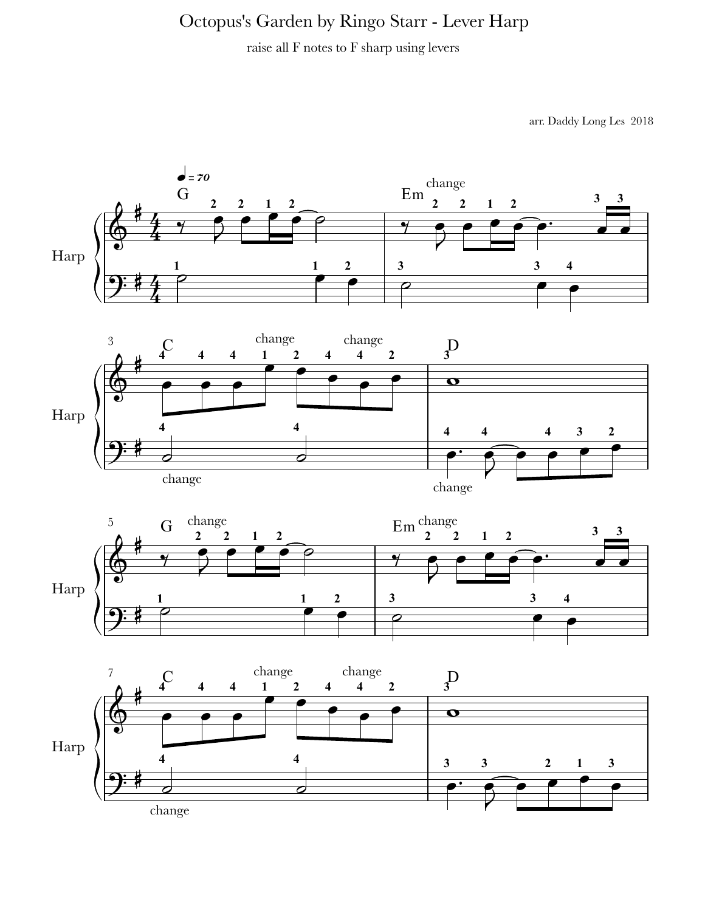# Octopus's Garden by Ringo Starr - Lever Harp

raise all F notes to F sharp using levers

arr. Daddy Long Les 2018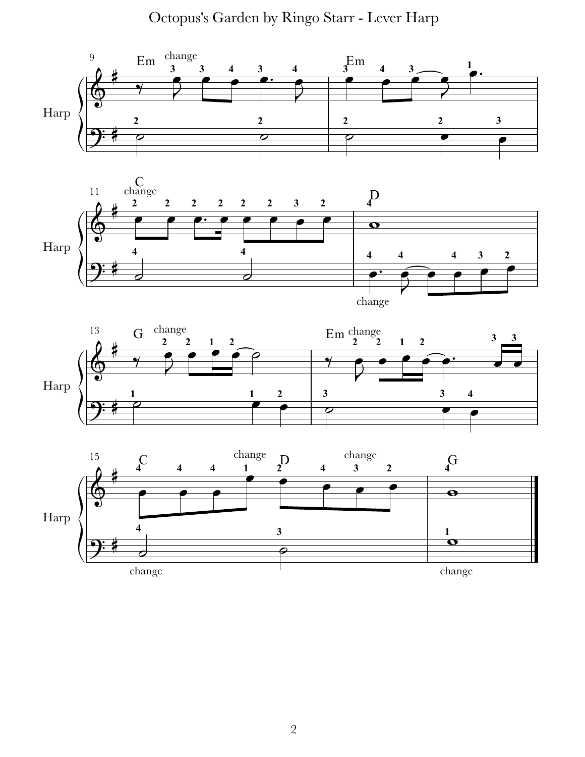# Octopus's Garden by Ringo Starr - Lever Harp